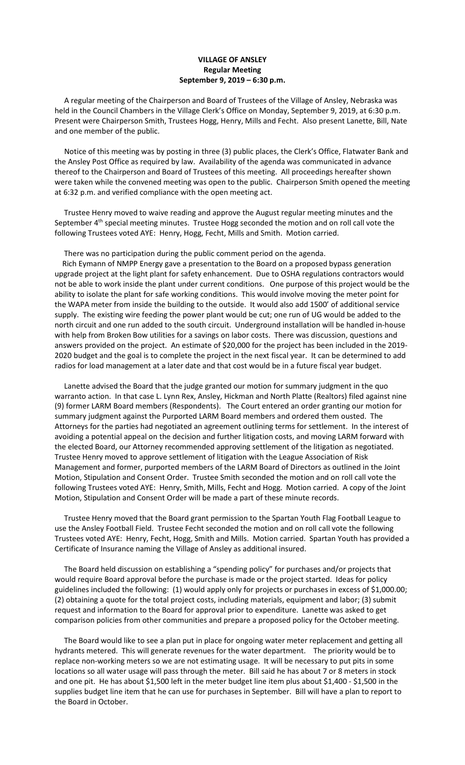**VILLAGE OF ANSLEY**
**Regular Meeting**
**September 9, 2019 – 6:30 p.m.**

A regular meeting of the Chairperson and Board of Trustees of the Village of Ansley, Nebraska was held in the Council Chambers in the Village Clerk's Office on Monday, September 9, 2019, at 6:30 p.m. Present were Chairperson Smith, Trustees Hogg, Henry, Mills and Fecht. Also present Lanette, Bill, Nate and one member of the public.

Notice of this meeting was by posting in three (3) public places, the Clerk's Office, Flatwater Bank and the Ansley Post Office as required by law. Availability of the agenda was communicated in advance thereof to the Chairperson and Board of Trustees of this meeting. All proceedings hereafter shown were taken while the convened meeting was open to the public. Chairperson Smith opened the meeting at 6:32 p.m. and verified compliance with the open meeting act.

Trustee Henry moved to waive reading and approve the August regular meeting minutes and the September 4th special meeting minutes. Trustee Hogg seconded the motion and on roll call vote the following Trustees voted AYE: Henry, Hogg, Fecht, Mills and Smith. Motion carried.

There was no participation during the public comment period on the agenda.

Rich Eymann of NMPP Energy gave a presentation to the Board on a proposed bypass generation upgrade project at the light plant for safety enhancement. Due to OSHA regulations contractors would not be able to work inside the plant under current conditions. One purpose of this project would be the ability to isolate the plant for safe working conditions. This would involve moving the meter point for the WAPA meter from inside the building to the outside. It would also add 1500' of additional service supply. The existing wire feeding the power plant would be cut; one run of UG would be added to the north circuit and one run added to the south circuit. Underground installation will be handled in-house with help from Broken Bow utilities for a savings on labor costs. There was discussion, questions and answers provided on the project. An estimate of $20,000 for the project has been included in the 2019-2020 budget and the goal is to complete the project in the next fiscal year. It can be determined to add radios for load management at a later date and that cost would be in a future fiscal year budget.

Lanette advised the Board that the judge granted our motion for summary judgment in the quo warranto action. In that case L. Lynn Rex, Ansley, Hickman and North Platte (Realtors) filed against nine (9) former LARM Board members (Respondents). The Court entered an order granting our motion for summary judgment against the Purported LARM Board members and ordered them ousted. The Attorneys for the parties had negotiated an agreement outlining terms for settlement. In the interest of avoiding a potential appeal on the decision and further litigation costs, and moving LARM forward with the elected Board, our Attorney recommended approving settlement of the litigation as negotiated. Trustee Henry moved to approve settlement of litigation with the League Association of Risk Management and former, purported members of the LARM Board of Directors as outlined in the Joint Motion, Stipulation and Consent Order. Trustee Smith seconded the motion and on roll call vote the following Trustees voted AYE: Henry, Smith, Mills, Fecht and Hogg. Motion carried. A copy of the Joint Motion, Stipulation and Consent Order will be made a part of these minute records.

Trustee Henry moved that the Board grant permission to the Spartan Youth Flag Football League to use the Ansley Football Field. Trustee Fecht seconded the motion and on roll call vote the following Trustees voted AYE: Henry, Fecht, Hogg, Smith and Mills. Motion carried. Spartan Youth has provided a Certificate of Insurance naming the Village of Ansley as additional insured.

The Board held discussion on establishing a "spending policy" for purchases and/or projects that would require Board approval before the purchase is made or the project started. Ideas for policy guidelines included the following: (1) would apply only for projects or purchases in excess of $1,000.00; (2) obtaining a quote for the total project costs, including materials, equipment and labor; (3) submit request and information to the Board for approval prior to expenditure. Lanette was asked to get comparison policies from other communities and prepare a proposed policy for the October meeting.

The Board would like to see a plan put in place for ongoing water meter replacement and getting all hydrants metered. This will generate revenues for the water department. The priority would be to replace non-working meters so we are not estimating usage. It will be necessary to put pits in some locations so all water usage will pass through the meter. Bill said he has about 7 or 8 meters in stock and one pit. He has about $1,500 left in the meter budget line item plus about $1,400 - $1,500 in the supplies budget line item that he can use for purchases in September. Bill will have a plan to report to the Board in October.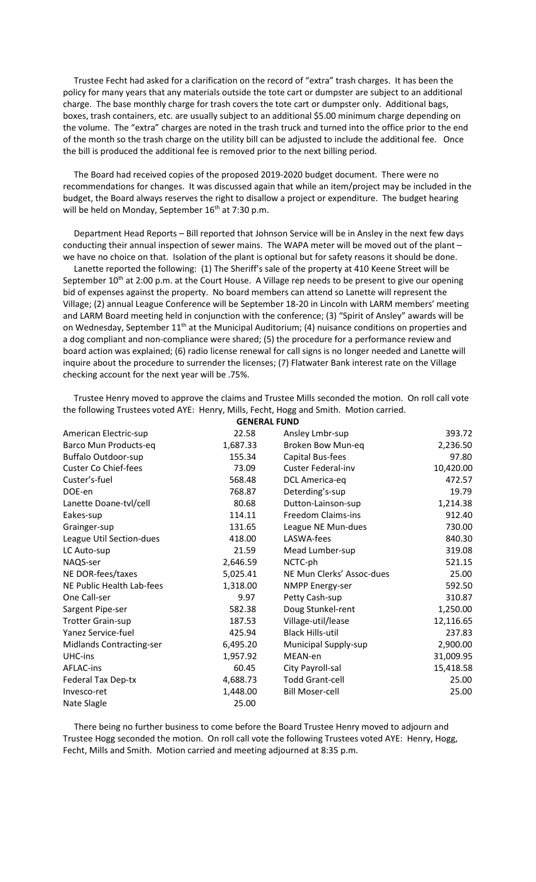Trustee Fecht had asked for a clarification on the record of "extra" trash charges. It has been the policy for many years that any materials outside the tote cart or dumpster are subject to an additional charge. The base monthly charge for trash covers the tote cart or dumpster only. Additional bags, boxes, trash containers, etc. are usually subject to an additional $5.00 minimum charge depending on the volume. The "extra" charges are noted in the trash truck and turned into the office prior to the end of the month so the trash charge on the utility bill can be adjusted to include the additional fee. Once the bill is produced the additional fee is removed prior to the next billing period.

The Board had received copies of the proposed 2019-2020 budget document. There were no recommendations for changes. It was discussed again that while an item/project may be included in the budget, the Board always reserves the right to disallow a project or expenditure. The budget hearing will be held on Monday, September 16th at 7:30 p.m.

Department Head Reports – Bill reported that Johnson Service will be in Ansley in the next few days conducting their annual inspection of sewer mains. The WAPA meter will be moved out of the plant – we have no choice on that. Isolation of the plant is optional but for safety reasons it should be done.

Lanette reported the following: (1) The Sheriff's sale of the property at 410 Keene Street will be September 10th at 2:00 p.m. at the Court House. A Village rep needs to be present to give our opening bid of expenses against the property. No board members can attend so Lanette will represent the Village; (2) annual League Conference will be September 18-20 in Lincoln with LARM members' meeting and LARM Board meeting held in conjunction with the conference; (3) "Spirit of Ansley" awards will be on Wednesday, September 11th at the Municipal Auditorium; (4) nuisance conditions on properties and a dog compliant and non-compliance were shared; (5) the procedure for a performance review and board action was explained; (6) radio license renewal for call signs is no longer needed and Lanette will inquire about the procedure to surrender the licenses; (7) Flatwater Bank interest rate on the Village checking account for the next year will be .75%.

Trustee Henry moved to approve the claims and Trustee Mills seconded the motion. On roll call vote the following Trustees voted AYE: Henry, Mills, Fecht, Hogg and Smith. Motion carried.

**GENERAL FUND**

| | | | |
|---|---|---|---|
| American Electric-sup | 22.58 | Ansley Lmbr-sup | 393.72 |
| Barco Mun Products-eq | 1,687.33 | Broken Bow Mun-eq | 2,236.50 |
| Buffalo Outdoor-sup | 155.34 | Capital Bus-fees | 97.80 |
| Custer Co Chief-fees | 73.09 | Custer Federal-inv | 10,420.00 |
| Custer's-fuel | 568.48 | DCL America-eq | 472.57 |
| DOE-en | 768.87 | Deterding's-sup | 19.79 |
| Lanette Doane-tvl/cell | 80.68 | Dutton-Lainson-sup | 1,214.38 |
| Eakes-sup | 114.11 | Freedom Claims-ins | 912.40 |
| Grainger-sup | 131.65 | League NE Mun-dues | 730.00 |
| League Util Section-dues | 418.00 | LASWA-fees | 840.30 |
| LC Auto-sup | 21.59 | Mead Lumber-sup | 319.08 |
| NAQS-ser | 2,646.59 | NCTC-ph | 521.15 |
| NE DOR-fees/taxes | 5,025.41 | NE Mun Clerks' Assoc-dues | 25.00 |
| NE Public Health Lab-fees | 1,318.00 | NMPP Energy-ser | 592.50 |
| One Call-ser | 9.97 | Petty Cash-sup | 310.87 |
| Sargent Pipe-ser | 582.38 | Doug Stunkel-rent | 1,250.00 |
| Trotter Grain-sup | 187.53 | Village-util/lease | 12,116.65 |
| Yanez Service-fuel | 425.94 | Black Hills-util | 237.83 |
| Midlands Contracting-ser | 6,495.20 | Municipal Supply-sup | 2,900.00 |
| UHC-ins | 1,957.92 | MEAN-en | 31,009.95 |
| AFLAC-ins | 60.45 | City Payroll-sal | 15,418.58 |
| Federal Tax Dep-tx | 4,688.73 | Todd Grant-cell | 25.00 |
| Invesco-ret | 1,448.00 | Bill Moser-cell | 25.00 |
| Nate Slagle | 25.00 | | |

There being no further business to come before the Board Trustee Henry moved to adjourn and Trustee Hogg seconded the motion. On roll call vote the following Trustees voted AYE: Henry, Hogg, Fecht, Mills and Smith. Motion carried and meeting adjourned at 8:35 p.m.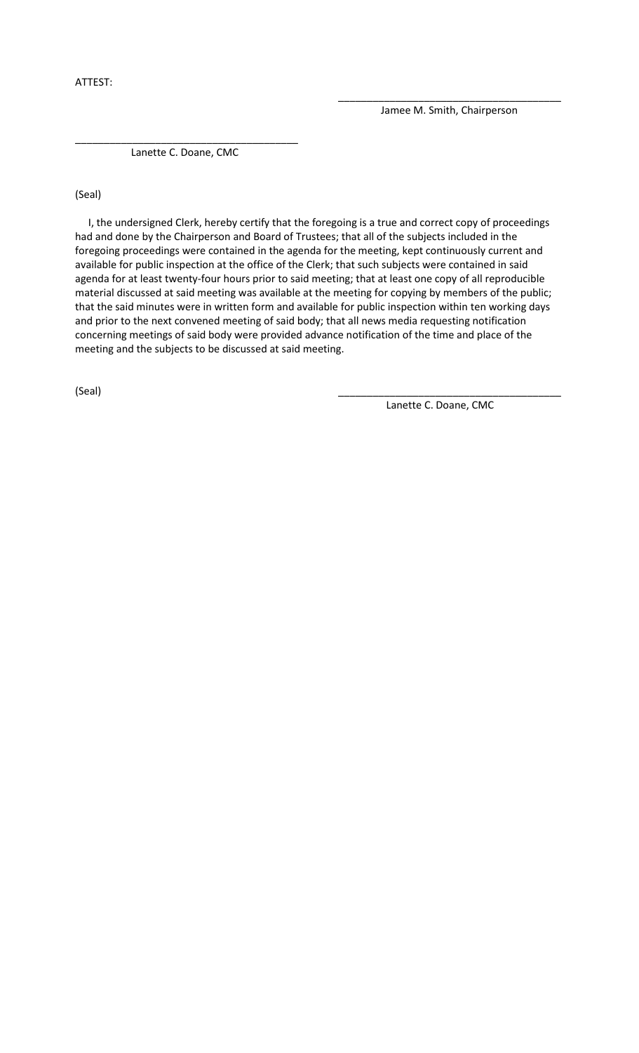ATTEST:

\_\_\_\_\_\_\_\_\_\_\_\_\_\_\_\_\_\_\_\_\_\_\_\_\_\_\_\_\_\_\_\_\_\_\_\_\_\_\_

Jamee M. Smith, Chairperson

\_\_\_\_\_\_\_\_\_\_\_\_\_\_\_\_\_\_\_\_\_\_\_\_\_\_\_\_\_\_\_\_\_\_\_\_\_\_\_

Lanette C. Doane, CMC

(Seal)

I, the undersigned Clerk, hereby certify that the foregoing is a true and correct copy of proceedings had and done by the Chairperson and Board of Trustees; that all of the subjects included in the foregoing proceedings were contained in the agenda for the meeting, kept continuously current and available for public inspection at the office of the Clerk; that such subjects were contained in said agenda for at least twenty-four hours prior to said meeting; that at least one copy of all reproducible material discussed at said meeting was available at the meeting for copying by members of the public; that the said minutes were in written form and available for public inspection within ten working days and prior to the next convened meeting of said body; that all news media requesting notification concerning meetings of said body were provided advance notification of the time and place of the meeting and the subjects to be discussed at said meeting.

(Seal)

\_\_\_\_\_\_\_\_\_\_\_\_\_\_\_\_\_\_\_\_\_\_\_\_\_\_\_\_\_\_\_\_\_\_\_\_\_\_\_

Lanette C. Doane, CMC